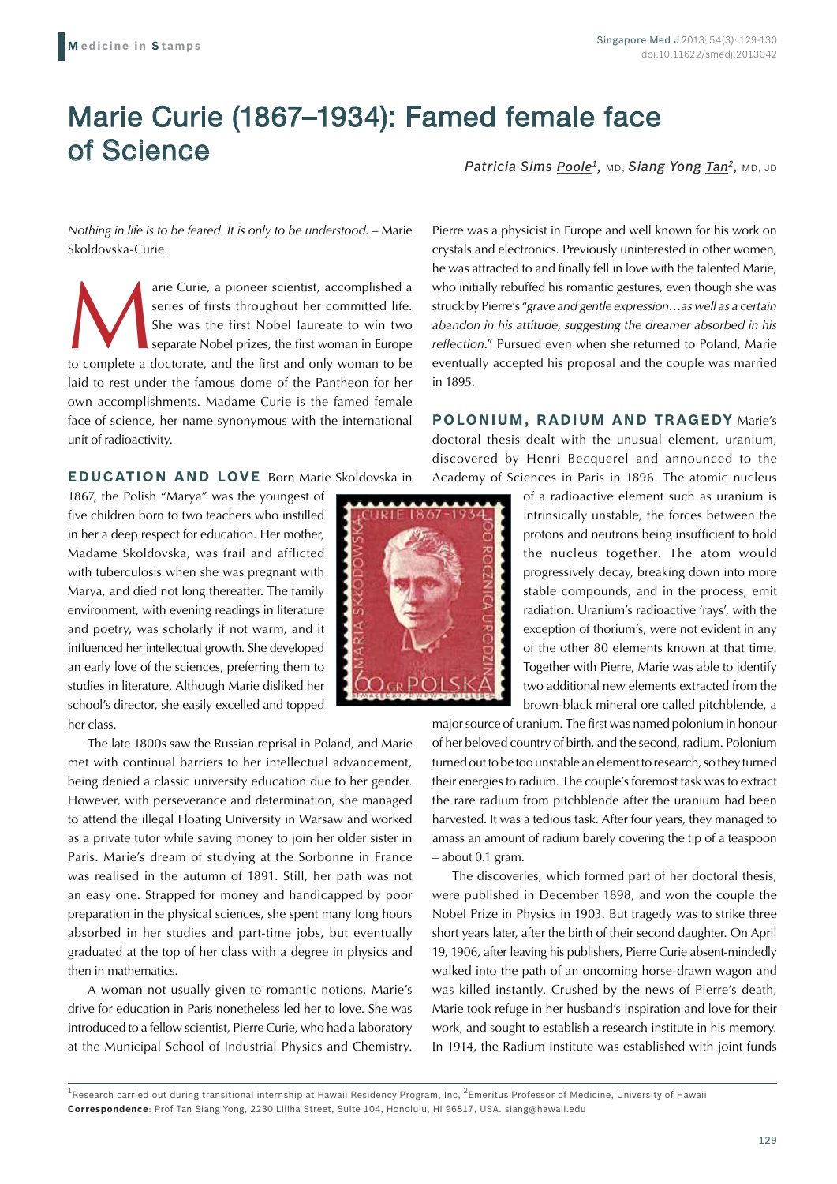# Marie Curie (1867–1934): Famed female face of Science

*Patricia Sims Poole*[1], MD, *Siang Yong Tan*[2], MD, JD

*Nothing in life is to be feared. It is only to be understood.* – Marie Skoldovska-Curie.

Marie Curie, a pioneer scientist, accomplished a series of firsts throughout her committed life. She was the first Nobel laureate to win two separate Nobel prizes, the first woman in Europe to complete a doctorate, and the first and only woman to be laid to rest under the famous dome of the Pantheon for her own accomplishments. Madame Curie is the famed female face of science, her name synonymous with the international unit of radioactivity.

**EDUCATION AND LOVE** Born Marie Skoldovska in 1867, the Polish "Marya" was the youngest of five children born to two teachers who instilled in her a deep respect for education. Her mother, Madame Skoldovska, was frail and afflicted with tuberculosis when she was pregnant with Marya, and died not long thereafter. The family environment, with evening readings in literature and poetry, was scholarly if not warm, and it influenced her intellectual growth. She developed an early love of the sciences, preferring them to studies in literature. Although Marie disliked her school's director, she easily excelled and topped her class.

The late 1800s saw the Russian reprisal in Poland, and Marie met with continual barriers to her intellectual advancement, being denied a classic university education due to her gender. However, with perseverance and determination, she managed to attend the illegal Floating University in Warsaw and worked as a private tutor while saving money to join her older sister in Paris. Marie's dream of studying at the Sorbonne in France was realised in the autumn of 1891. Still, her path was not an easy one. Strapped for money and handicapped by poor preparation in the physical sciences, she spent many long hours absorbed in her studies and part-time jobs, but eventually graduated at the top of her class with a degree in physics and then in mathematics.

A woman not usually given to romantic notions, Marie's drive for education in Paris nonetheless led her to love. She was introduced to a fellow scientist, Pierre Curie, who had a laboratory at the Municipal School of Industrial Physics and Chemistry. Pierre was a physicist in Europe and well known for his work on crystals and electronics. Previously uninterested in other women, he was attracted to and finally fell in love with the talented Marie, who initially rebuffed his romantic gestures, even though she was struck by Pierre's "*grave and gentle expression…as well as a certain abandon in his attitude, suggesting the dreamer absorbed in his reflection*." Pursued even when she returned to Poland, Marie eventually accepted his proposal and the couple was married in 1895.

**POLONIUM, RADIUM AND TRAGEDY** Marie's doctoral thesis dealt with the unusual element, uranium, discovered by Henri Becquerel and announced to the Academy of Sciences in Paris in 1896. The atomic nucleus of a radioactive element such as uranium is intrinsically unstable, the forces between the protons and neutrons being insufficient to hold the nucleus together. The atom would progressively decay, breaking down into more stable compounds, and in the process, emit radiation. Uranium's radioactive 'rays', with the exception of thorium's, were not evident in any of the other 80 elements known at that time. Together with Pierre, Marie was able to identify two additional new elements extracted from the brown-black mineral ore called pitchblende, a major source of uranium. The first was named polonium in honour of her beloved country of birth, and the second, radium. Polonium turned out to be too unstable an element to research, so they turned their energies to radium. The couple's foremost task was to extract the rare radium from pitchblende after the uranium had been harvested. It was a tedious task. After four years, they managed to amass an amount of radium barely covering the tip of a teaspoon – about 0.1 gram.

The discoveries, which formed part of her doctoral thesis, were published in December 1898, and won the couple the Nobel Prize in Physics in 1903. But tragedy was to strike three short years later, after the birth of their second daughter. On April 19, 1906, after leaving his publishers, Pierre Curie absent-mindedly walked into the path of an oncoming horse-drawn wagon and was killed instantly. Crushed by the news of Pierre's death, Marie took refuge in her husband's inspiration and love for their work, and sought to establish a research institute in his memory. In 1914, the Radium Institute was established with joint funds

[1]Research carried out during transitional internship at Hawaii Residency Program, Inc, [2]Emeritus Professor of Medicine, University of Hawaii

**Correspondence**: Prof Tan Siang Yong, 2230 Liliha Street, Suite 104, Honolulu, HI 96817, USA. siang@hawaii.edu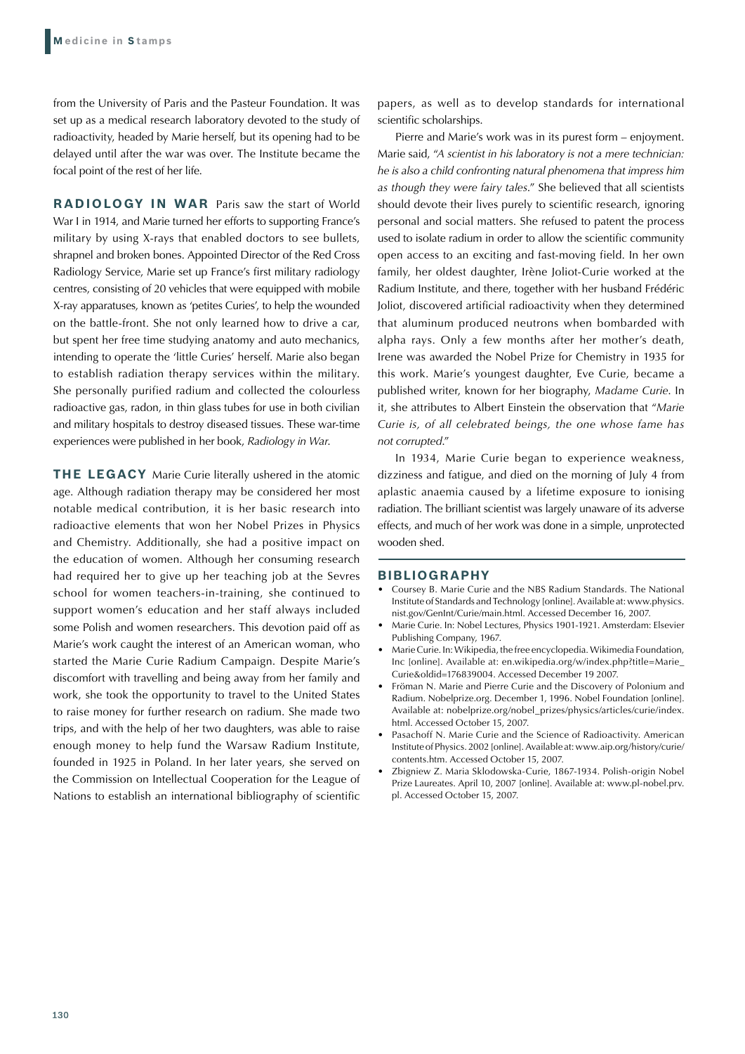from the University of Paris and the Pasteur Foundation. It was set up as a medical research laboratory devoted to the study of radioactivity, headed by Marie herself, but its opening had to be delayed until after the war was over. The Institute became the focal point of the rest of her life.

**RADIOLOGY IN WAR** Paris saw the start of World War I in 1914, and Marie turned her efforts to supporting France's military by using X-rays that enabled doctors to see bullets, shrapnel and broken bones. Appointed Director of the Red Cross Radiology Service, Marie set up France's first military radiology centres, consisting of 20 vehicles that were equipped with mobile X-ray apparatuses, known as 'petites Curies', to help the wounded on the battle-front. She not only learned how to drive a car, but spent her free time studying anatomy and auto mechanics, intending to operate the 'little Curies' herself. Marie also began to establish radiation therapy services within the military. She personally purified radium and collected the colourless radioactive gas, radon, in thin glass tubes for use in both civilian and military hospitals to destroy diseased tissues. These war-time experiences were published in her book, *Radiology in War*.

**THE LEGACY** Marie Curie literally ushered in the atomic age. Although radiation therapy may be considered her most notable medical contribution, it is her basic research into radioactive elements that won her Nobel Prizes in Physics and Chemistry. Additionally, she had a positive impact on the education of women. Although her consuming research had required her to give up her teaching job at the Sevres school for women teachers-in-training, she continued to support women's education and her staff always included some Polish and women researchers. This devotion paid off as Marie's work caught the interest of an American woman, who started the Marie Curie Radium Campaign. Despite Marie's discomfort with travelling and being away from her family and work, she took the opportunity to travel to the United States to raise money for further research on radium. She made two trips, and with the help of her two daughters, was able to raise enough money to help fund the Warsaw Radium Institute, founded in 1925 in Poland. In her later years, she served on the Commission on Intellectual Cooperation for the League of Nations to establish an international bibliography of scientific papers, as well as to develop standards for international scientific scholarships.

Pierre and Marie's work was in its purest form – enjoyment. Marie said, "*A scientist in his laboratory is not a mere technician: he is also a child confronting natural phenomena that impress him as though they were fairy tales*." She believed that all scientists should devote their lives purely to scientific research, ignoring personal and social matters. She refused to patent the process used to isolate radium in order to allow the scientific community open access to an exciting and fast-moving field. In her own family, her oldest daughter, Irène Joliot-Curie worked at the Radium Institute, and there, together with her husband Frédéric Joliot, discovered artificial radioactivity when they determined that aluminum produced neutrons when bombarded with alpha rays. Only a few months after her mother's death, Irene was awarded the Nobel Prize for Chemistry in 1935 for this work. Marie's youngest daughter, Eve Curie, became a published writer, known for her biography, *Madame Curie*. In it, she attributes to Albert Einstein the observation that "*Marie Curie is, of all celebrated beings, the one whose fame has not corrupted*."

In 1934, Marie Curie began to experience weakness, dizziness and fatigue, and died on the morning of July 4 from aplastic anaemia caused by a lifetime exposure to ionising radiation. The brilliant scientist was largely unaware of its adverse effects, and much of her work was done in a simple, unprotected wooden shed.

## BIBLIOGRAPHY

- Coursey B. Marie Curie and the NBS Radium Standards. The National Institute of Standards and Technology [online]. Available at: www.physics.nist.gov/GenInt/Curie/main.html. Accessed December 16, 2007.
- Marie Curie. In: Nobel Lectures, Physics 1901-1921. Amsterdam: Elsevier Publishing Company, 1967.
- Marie Curie. In: Wikipedia, the free encyclopedia. Wikimedia Foundation, Inc [online]. Available at: en.wikipedia.org/w/index.php?title=Marie_Curie&oldid=176839004. Accessed December 19 2007.
- Fröman N. Marie and Pierre Curie and the Discovery of Polonium and Radium. Nobelprize.org. December 1, 1996. Nobel Foundation [online]. Available at: nobelprize.org/nobel_prizes/physics/articles/curie/index.html. Accessed October 15, 2007.
- Pasachoff N. Marie Curie and the Science of Radioactivity. American Institute of Physics. 2002 [online]. Available at: www.aip.org/history/curie/contents.htm. Accessed October 15, 2007.
- Zbigniew Z. Maria Sklodowska-Curie, 1867-1934. Polish-origin Nobel Prize Laureates. April 10, 2007 [online]. Available at: www.pl-nobel.prv.pl. Accessed October 15, 2007.